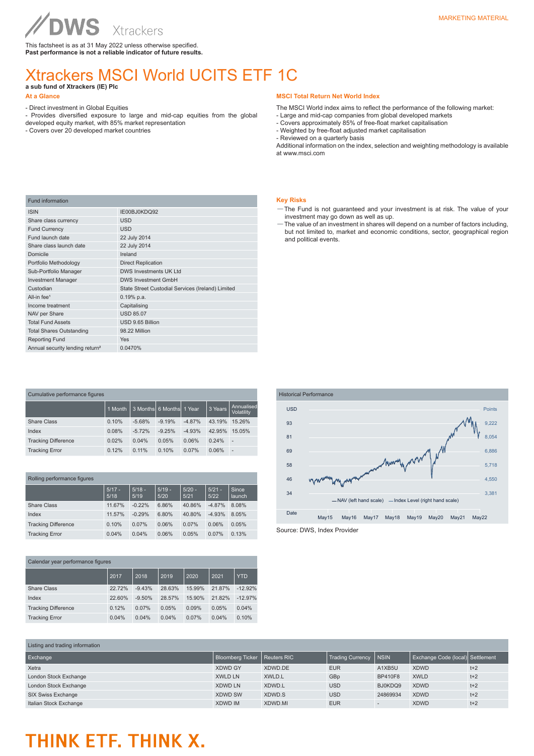DWS Xtrackers

MARKETING MATERIAL

This factsheet is as at 31 May 2022 unless otherwise specified.
**Past performance is not a reliable indicator of future results.**

# Xtrackers MSCI World UCITS ETF 1C

**a sub fund of Xtrackers (IE) Plc**

## At a Glance

- Direct investment in Global Equities
- Provides diversified exposure to large and mid-cap equities from the global developed equity market, with 85% market representation
- Covers over 20 developed market countries

## MSCI Total Return Net World Index

The MSCI World index aims to reflect the performance of the following market:
- Large and mid-cap companies from global developed markets
- Covers approximately 85% of free-float market capitalisation
- Weighted by free-float adjusted market capitalisation
- Reviewed on a quarterly basis

Additional information on the index, selection and weighting methodology is available at www.msci.com

| Fund information | |
|---|---|
| ISIN | IE00BJ0KDQ92 |
| Share class currency | USD |
| Fund Currency | USD |
| Fund launch date | 22 July 2014 |
| Share class launch date | 22 July 2014 |
| Domicile | Ireland |
| Portfolio Methodology | Direct Replication |
| Sub-Portfolio Manager | DWS Investments UK Ltd |
| Investment Manager | DWS Investment GmbH |
| Custodian | State Street Custodial Services (Ireland) Limited |
| All-in fee[1] | 0.19% p.a. |
| Income treatment | Capitalising |
| NAV per Share | USD 85.07 |
| Total Fund Assets | USD 9.65 Billion |
| Total Shares Outstanding | 98.22 Million |
| Reporting Fund | Yes |
| Annual security lending return[2] | 0.0470% |

## Key Risks

— The Fund is not guaranteed and your investment is at risk. The value of your investment may go down as well as up.
— The value of an investment in shares will depend on a number of factors including, but not limited to, market and economic conditions, sector, geographical region and political events.

| Cumulative performance figures | 1 Month | 3 Months | 6 Months | 1 Year | 3 Years | Annualised Volatility |
|---|---|---|---|---|---|---|
| Share Class | 0.10% | -5.68% | -9.19% | -4.87% | 43.19% | 15.26% |
| Index | 0.08% | -5.72% | -9.25% | -4.93% | 42.95% | 15.05% |
| Tracking Difference | 0.02% | 0.04% | 0.05% | 0.06% | 0.24% | - |
| Tracking Error | 0.12% | 0.11% | 0.10% | 0.07% | 0.06% | - |

| Rolling performance figures | 5/17 - 5/18 | 5/18 - 5/19 | 5/19 - 5/20 | 5/20 - 5/21 | 5/21 - 5/22 | Since launch |
|---|---|---|---|---|---|---|
| Share Class | 11.67% | -0.22% | 6.86% | 40.86% | -4.87% | 8.08% |
| Index | 11.57% | -0.29% | 6.80% | 40.80% | -4.93% | 8.05% |
| Tracking Difference | 0.10% | 0.07% | 0.06% | 0.07% | 0.06% | 0.05% |
| Tracking Error | 0.04% | 0.04% | 0.06% | 0.05% | 0.07% | 0.13% |

| Calendar year performance figures | 2017 | 2018 | 2019 | 2020 | 2021 | YTD |
|---|---|---|---|---|---|---|
| Share Class | 22.72% | -9.43% | 28.63% | 15.99% | 21.87% | -12.92% |
| Index | 22.60% | -9.50% | 28.57% | 15.90% | 21.82% | -12.97% |
| Tracking Difference | 0.12% | 0.07% | 0.05% | 0.09% | 0.05% | 0.04% |
| Tracking Error | 0.04% | 0.04% | 0.04% | 0.07% | 0.04% | 0.10% |

Historical Performance

USD: 34, 46, 58, 69, 81, 93 — Points: 3,381, 4,550, 5,718, 6,886, 8,054, 9,222

Date: May15, May16, May17, May18, May19, May20, May21, May22

— NAV (left hand scale) — Index Level (right hand scale)

Source: DWS, Index Provider

| Exchange | Bloomberg Ticker | Reuters RIC | Trading Currency | NSIN | Exchange Code (local) | Settlement |
|---|---|---|---|---|---|---|
| Xetra | XDWD GY | XDWD.DE | EUR | A1XB5U | XDWD | t+2 |
| London Stock Exchange | XWLD LN | XWLD.L | GBp | BP410F8 | XWLD | t+2 |
| London Stock Exchange | XDWD LN | XDWD.L | USD | BJ0KDQ9 | XDWD | t+2 |
| SIX Swiss Exchange | XDWD SW | XDWD.S | USD | 24869934 | XDWD | t+2 |
| Italian Stock Exchange | XDWD IM | XDWD.MI | EUR | - | XDWD | t+2 |

THINK ETF. THINK X.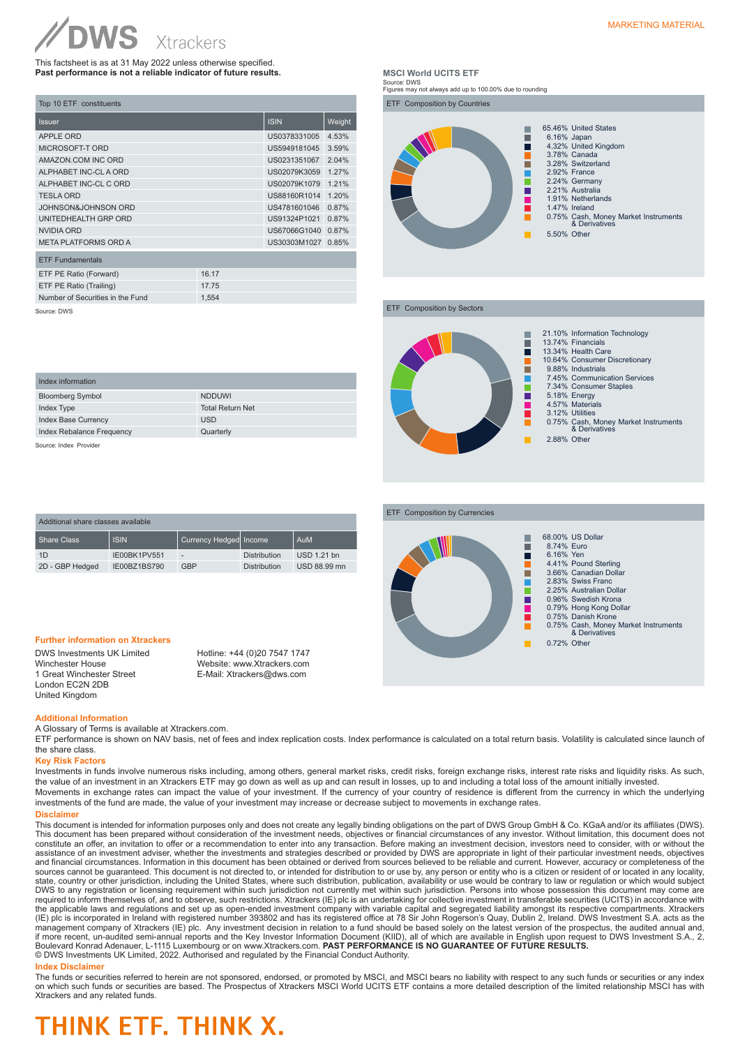MARKETING MATERIAL

DWS Xtrackers

This factsheet is as at 31 May 2022 unless otherwise specified.
**Past performance is not a reliable indicator of future results.**

## MSCI World UCITS ETF

Source: DWS
Figures may not always add up to 100.00% due to rounding

### Top 10 ETF constituents

| Issuer | ISIN | Weight |
|---|---|---|
| APPLE ORD | US0378331005 | 4.53% |
| MICROSOFT-T ORD | US5949181045 | 3.59% |
| AMAZON.COM INC ORD | US0231351067 | 2.04% |
| ALPHABET INC-CL A ORD | US02079K3059 | 1.27% |
| ALPHABET INC-CL C ORD | US02079K1079 | 1.21% |
| TESLA ORD | US88160R1014 | 1.20% |
| JOHNSON&JOHNSON ORD | US4781601046 | 0.87% |
| UNITEDHEALTH GRP ORD | US91324P1021 | 0.87% |
| NVIDIA ORD | US67066G1040 | 0.87% |
| META PLATFORMS ORD A | US30303M1027 | 0.85% |

### ETF Fundamentals

| | |
|---|---|
| ETF PE Ratio (Forward) | 16.17 |
| ETF PE Ratio (Trailing) | 17.75 |
| Number of Securities in the Fund | 1,554 |

Source: DWS

### ETF Composition by Countries

65.46% United States
6.16% Japan
4.32% United Kingdom
3.78% Canada
3.28% Switzerland
2.92% France
2.24% Germany
2.21% Australia
1.91% Netherlands
1.47% Ireland
0.75% Cash, Money Market Instruments & Derivatives
5.50% Other

### ETF Composition by Sectors

21.10% Information Technology
13.74% Financials
13.34% Health Care
10.64% Consumer Discretionary
9.88% Industrials
7.45% Communication Services
7.34% Consumer Staples
5.18% Energy
4.57% Materials
3.12% Utilities
0.75% Cash, Money Market Instruments & Derivatives
2.88% Other

### Index information

| | |
|---|---|
| Bloomberg Symbol | NDDUWI |
| Index Type | Total Return Net |
| Index Base Currency | USD |
| Index Rebalance Frequency | Quarterly |

Source: Index Provider

### Additional share classes available

| Share Class | ISIN | Currency Hedged | Income | AuM |
|---|---|---|---|---|
| 1D | IE00BK1PV551 | - | Distribution | USD 1.21 bn |
| 2D - GBP Hedged | IE00BZ1BS790 | GBP | Distribution | USD 88.99 mn |

### ETF Composition by Currencies

68.00% US Dollar
8.74% Euro
6.16% Yen
4.41% Pound Sterling
3.66% Canadian Dollar
2.83% Swiss Franc
2.25% Australian Dollar
0.96% Swedish Krona
0.79% Hong Kong Dollar
0.75% Danish Krone
0.75% Cash, Money Market Instruments & Derivatives
0.72% Other

### Further information on Xtrackers

DWS Investments UK Limited
Winchester House
1 Great Winchester Street
London EC2N 2DB
United Kingdom

Hotline: +44 (0)20 7547 1747
Website: www.Xtrackers.com
E-Mail: Xtrackers@dws.com

### Additional Information

A Glossary of Terms is available at Xtrackers.com.
ETF performance is shown on NAV basis, net of fees and index replication costs. Index performance is calculated on a total return basis. Volatility is calculated since launch of the share class.

### Key Risk Factors

Investments in funds involve numerous risks including, among others, general market risks, credit risks, foreign exchange risks, interest rate risks and liquidity risks. As such, the value of an investment in an Xtrackers ETF may go down as well as up and can result in losses, up to and including a total loss of the amount initially invested.
Movements in exchange rates can impact the value of your investment. If the currency of your country of residence is different from the currency in which the underlying investments of the fund are made, the value of your investment may increase or decrease subject to movements in exchange rates.

### Disclaimer

This document is intended for information purposes only and does not create any legally binding obligations on the part of DWS Group GmbH & Co. KGaA and/or its affiliates (DWS). This document has been prepared without consideration of the investment needs, objectives or financial circumstances of any investor. Without limitation, this document does not constitute an offer, an invitation to offer or a recommendation to enter into any transaction. Before making an investment decision, investors need to consider, with or without the assistance of an investment adviser, whether the investments and strategies described or provided by DWS are appropriate in light of their particular investment needs, objectives and financial circumstances. Information in this document has been obtained or derived from sources believed to be reliable and current. However, accuracy or completeness of the sources cannot be guaranteed. This document is not directed to, or intended for distribution to or use by, any person or entity who is a citizen or resident of or located in any locality, state, country or other jurisdiction, including the United States, where such distribution, publication, availability or use would be contrary to law or regulation or which would subject DWS to any registration or licensing requirement within such jurisdiction not currently met within such jurisdiction. Persons into whose possession this document may come are required to inform themselves of, and to observe, such restrictions. Xtrackers (IE) plc is an undertaking for collective investment in transferable securities (UCITS) in accordance with the applicable laws and regulations and set up as open-ended investment company with variable capital and segregated liability amongst its respective compartments. Xtrackers (IE) plc is incorporated in Ireland with registered number 393802 and has its registered office at 78 Sir John Rogerson's Quay, Dublin 2, Ireland. DWS Investment S.A. acts as the management company of Xtrackers (IE) plc. Any investment decision in relation to a fund should be based solely on the latest version of the prospectus, the audited annual and, if more recent, un-audited semi-annual reports and the Key Investor Information Document (KIID), all of which are available in English upon request to DWS Investment S.A., 2, Boulevard Konrad Adenauer, L-1115 Luxembourg or on www.Xtrackers.com. **PAST PERFORMANCE IS NO GUARANTEE OF FUTURE RESULTS.**
© DWS Investments UK Limited, 2022. Authorised and regulated by the Financial Conduct Authority.

### Index Disclaimer

The funds or securities referred to herein are not sponsored, endorsed, or promoted by MSCI, and MSCI bears no liability with respect to any such funds or securities or any index on which such funds or securities are based. The Prospectus of Xtrackers MSCI World UCITS ETF contains a more detailed description of the limited relationship MSCI has with Xtrackers and any related funds.

THINK ETF. THINK X.